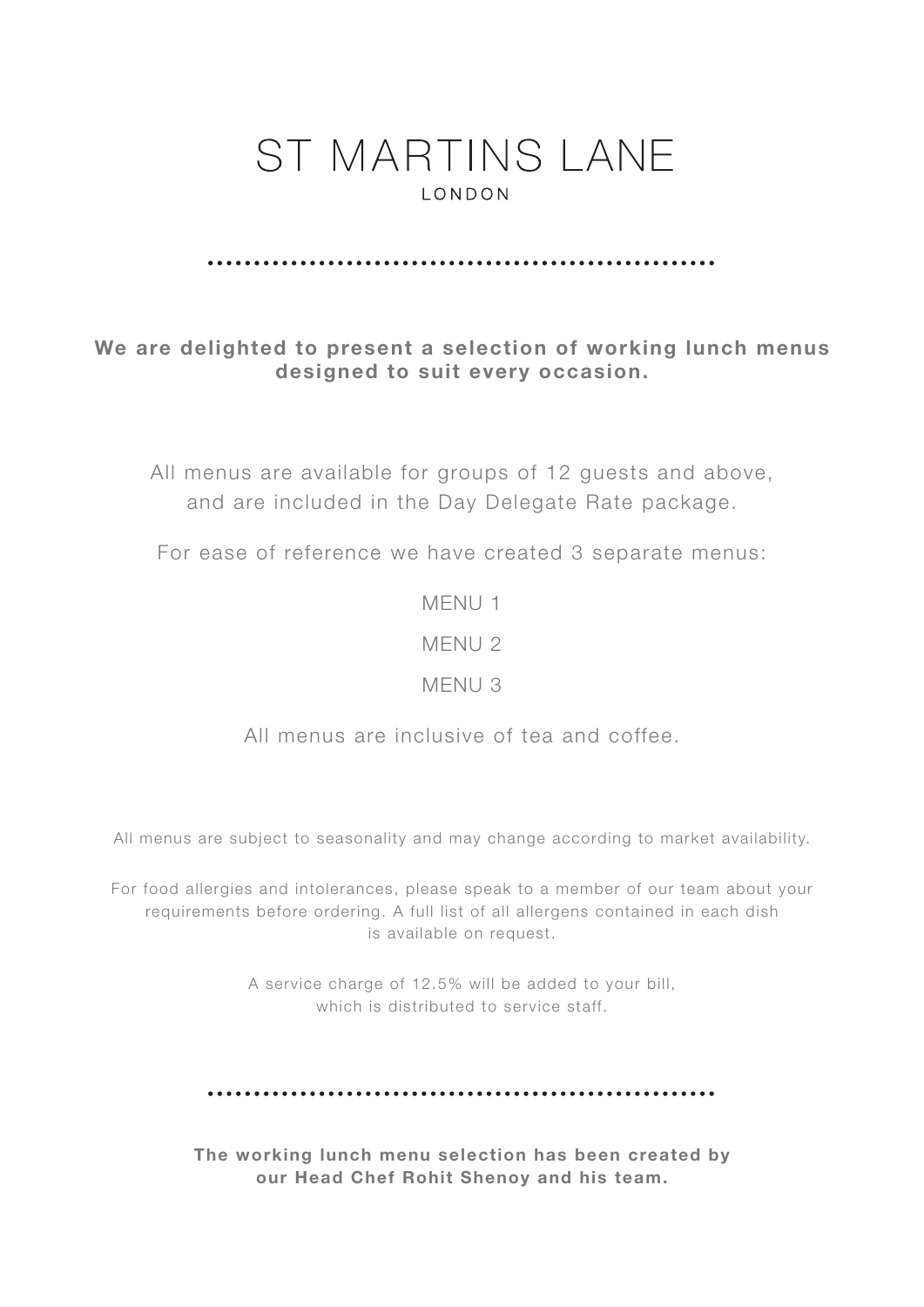# ST MARTINS LANE

LONDON

**We are delighted to present a selection of working lunch menus designed to suit every occasion.**

All menus are available for groups of 12 guests and above, and are included in the Day Delegate Rate package.

For ease of reference we have created 3 separate menus:

MENU 1

MENU 2

MENU 3

All menus are inclusive of tea and coffee.

All menus are subject to seasonality and may change according to market availability.

For food allergies and intolerances, please speak to a member of our team about your requirements before ordering. A full list of all allergens contained in each dish is available on request.

A service charge of 12.5% will be added to your bill, which is distributed to service staff.

**The working lunch menu selection has been created by our Head Chef Rohit Shenoy and his team.**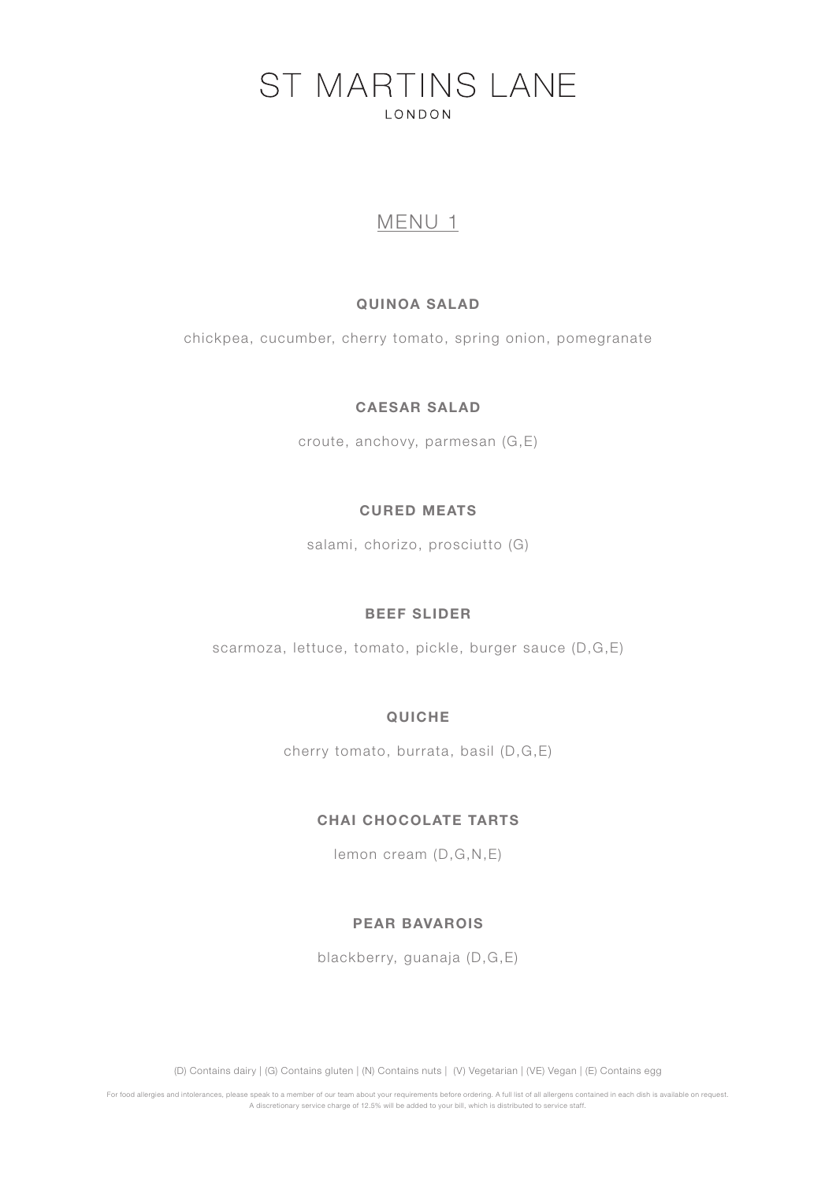# ST MARTINS LANE

LONDON

## MENU 1

**QUINOA SALAD**

chickpea, cucumber, cherry tomato, spring onion, pomegranate

**CAESAR SALAD**

croute, anchovy, parmesan (G,E)

**CURED MEATS**

salami, chorizo, prosciutto (G)

**BEEF SLIDER**

scarmoza, lettuce, tomato, pickle, burger sauce (D,G,E)

**QUICHE**

cherry tomato, burrata, basil (D,G,E)

**CHAI CHOCOLATE TARTS**

lemon cream (D,G,N,E)

**PEAR BAVAROIS**

blackberry, guanaja (D,G,E)

(D) Contains dairy | (G) Contains gluten | (N) Contains nuts | (V) Vegetarian | (VE) Vegan | (E) Contains egg

For food allergies and intolerances, please speak to a member of our team about your requirements before ordering. A full list of all allergens contained in each dish is available on request. A discretionary service charge of 12.5% will be added to your bill, which is distributed to service staff.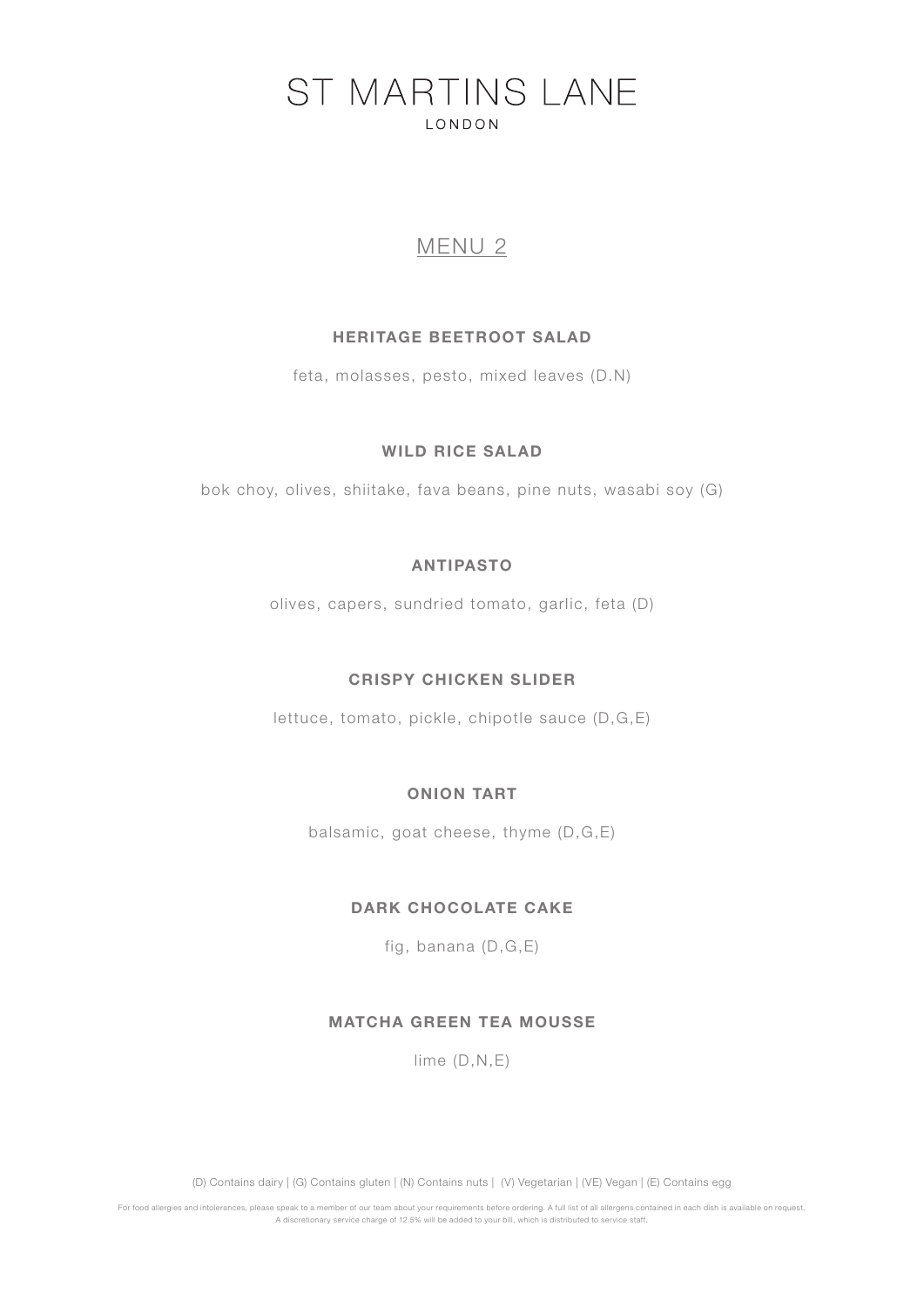# ST MARTINS LANE

LONDON

## MENU 2

### HERITAGE BEETROOT SALAD

feta, molasses, pesto, mixed leaves (D.N)

### WILD RICE SALAD

bok choy, olives, shiitake, fava beans, pine nuts, wasabi soy (G)

### ANTIPASTO

olives, capers, sundried tomato, garlic, feta (D)

### CRISPY CHICKEN SLIDER

lettuce, tomato, pickle, chipotle sauce (D,G,E)

### ONION TART

balsamic, goat cheese, thyme (D,G,E)

### DARK CHOCOLATE CAKE

fig, banana (D,G,E)

### MATCHA GREEN TEA MOUSSE

lime (D,N,E)

(D) Contains dairy | (G) Contains gluten | (N) Contains nuts | (V) Vegetarian | (VE) Vegan | (E) Contains egg

For food allergies and intolerances, please speak to a member of our team about your requirements before ordering. A full list of all allergens contained in each dish is available on request.
A discretionary service charge of 12.5% will be added to your bill, which is distributed to service staff.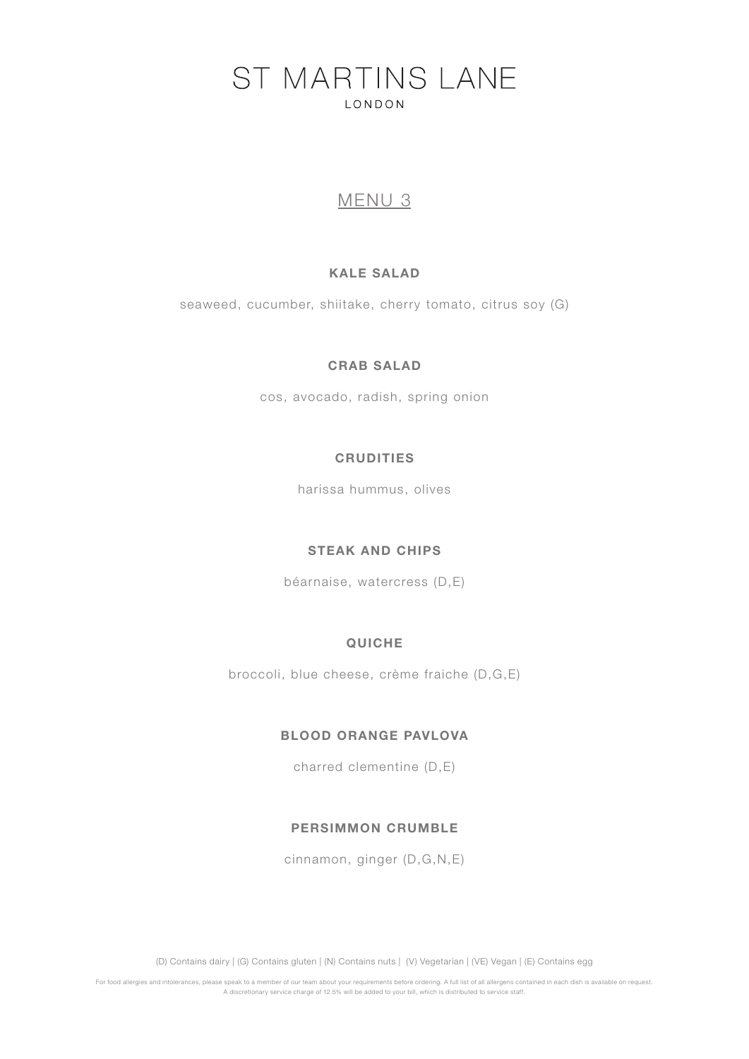# ST MARTINS LANE

LONDON

## MENU 3

**KALE SALAD**

seaweed, cucumber, shiitake, cherry tomato, citrus soy (G)

**CRAB SALAD**

cos, avocado, radish, spring onion

**CRUDITIES**

harissa hummus, olives

**STEAK AND CHIPS**

béarnaise, watercress (D,E)

**QUICHE**

broccoli, blue cheese, crème fraiche (D,G,E)

**BLOOD ORANGE PAVLOVA**

charred clementine (D,E)

**PERSIMMON CRUMBLE**

cinnamon, ginger (D,G,N,E)

(D) Contains dairy | (G) Contains gluten | (N) Contains nuts | (V) Vegetarian | (VE) Vegan | (E) Contains egg

For food allergies and intolerances, please speak to a member of our team about your requirements before ordering. A full list of all allergens contained in each dish is available on request.
A discretionary service charge of 12.5% will be added to your bill, which is distributed to service staff.